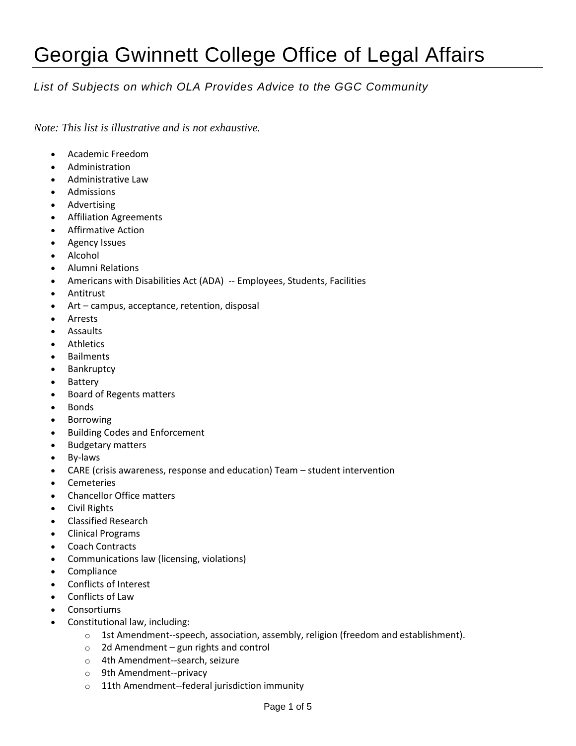# Georgia Gwinnett College Office of Legal Affairs

*List of Subjects on which OLA Provides Advice to the GGC Community*

*Note: This list is illustrative and is not exhaustive.*

- Academic Freedom
- Administration
- Administrative Law
- Admissions
- Advertising
- Affiliation Agreements
- Affirmative Action
- Agency Issues
- Alcohol
- Alumni Relations
- Americans with Disabilities Act (ADA) -- Employees, Students, Facilities
- Antitrust
- Art – campus, acceptance, retention, disposal
- Arrests
- Assaults
- Athletics
- Bailments
- Bankruptcy
- Battery
- Board of Regents matters
- Bonds
- Borrowing
- Building Codes and Enforcement
- Budgetary matters
- By-laws
- CARE (crisis awareness, response and education) Team – student intervention
- Cemeteries
- Chancellor Office matters
- Civil Rights
- Classified Research
- Clinical Programs
- Coach Contracts
- Communications law (licensing, violations)
- Compliance
- Conflicts of Interest
- Conflicts of Law
- Consortiums
- Constitutional law, including:
  - 1st Amendment--speech, association, assembly, religion (freedom and establishment).
  - 2d Amendment – gun rights and control
  - 4th Amendment--search, seizure
  - 9th Amendment--privacy
  - 11th Amendment--federal jurisdiction immunity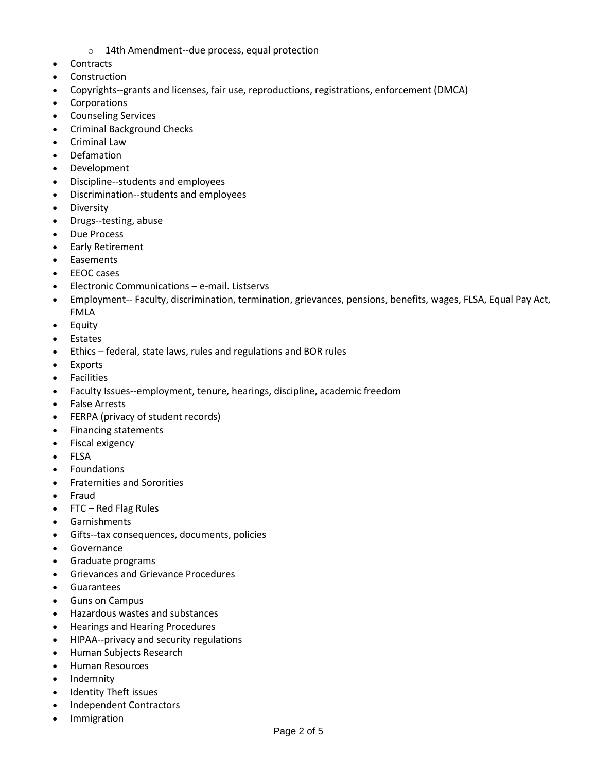- 14th Amendment--due process, equal protection
- Contracts
- Construction
- Copyrights--grants and licenses, fair use, reproductions, registrations, enforcement (DMCA)
- Corporations
- Counseling Services
- Criminal Background Checks
- Criminal Law
- Defamation
- Development
- Discipline--students and employees
- Discrimination--students and employees
- Diversity
- Drugs--testing, abuse
- Due Process
- Early Retirement
- Easements
- EEOC cases
- Electronic Communications – e-mail. Listservs
- Employment-- Faculty, discrimination, termination, grievances, pensions, benefits, wages, FLSA, Equal Pay Act, FMLA
- Equity
- Estates
- Ethics – federal, state laws, rules and regulations and BOR rules
- Exports
- Facilities
- Faculty Issues--employment, tenure, hearings, discipline, academic freedom
- False Arrests
- FERPA (privacy of student records)
- Financing statements
- Fiscal exigency
- FLSA
- Foundations
- Fraternities and Sororities
- Fraud
- FTC – Red Flag Rules
- Garnishments
- Gifts--tax consequences, documents, policies
- Governance
- Graduate programs
- Grievances and Grievance Procedures
- Guarantees
- Guns on Campus
- Hazardous wastes and substances
- Hearings and Hearing Procedures
- HIPAA--privacy and security regulations
- Human Subjects Research
- Human Resources
- Indemnity
- Identity Theft issues
- Independent Contractors
- Immigration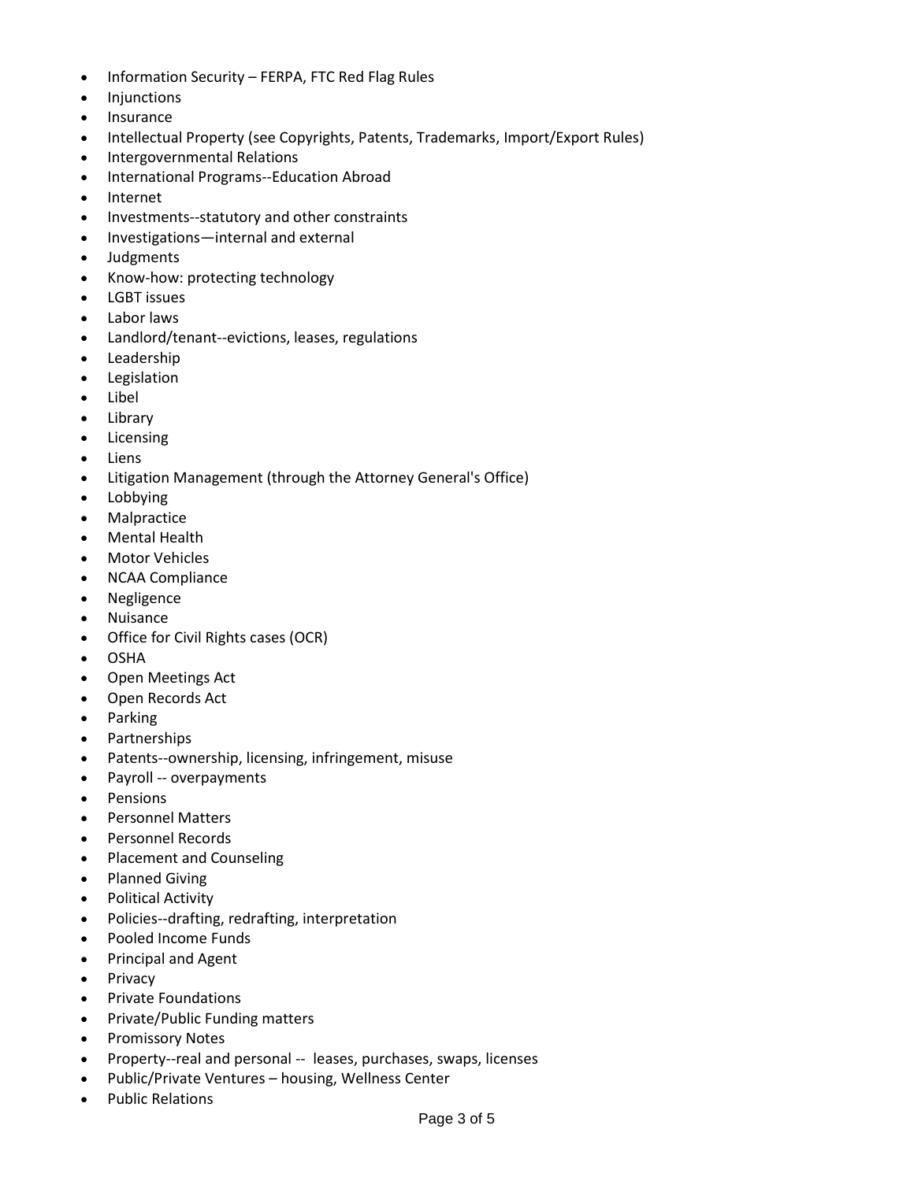- Information Security – FERPA, FTC Red Flag Rules
- Injunctions
- Insurance
- Intellectual Property (see Copyrights, Patents, Trademarks, Import/Export Rules)
- Intergovernmental Relations
- International Programs--Education Abroad
- Internet
- Investments--statutory and other constraints
- Investigations—internal and external
- Judgments
- Know-how: protecting technology
- LGBT issues
- Labor laws
- Landlord/tenant--evictions, leases, regulations
- Leadership
- Legislation
- Libel
- Library
- Licensing
- Liens
- Litigation Management (through the Attorney General's Office)
- Lobbying
- Malpractice
- Mental Health
- Motor Vehicles
- NCAA Compliance
- Negligence
- Nuisance
- Office for Civil Rights cases (OCR)
- OSHA
- Open Meetings Act
- Open Records Act
- Parking
- Partnerships
- Patents--ownership, licensing, infringement, misuse
- Payroll -- overpayments
- Pensions
- Personnel Matters
- Personnel Records
- Placement and Counseling
- Planned Giving
- Political Activity
- Policies--drafting, redrafting, interpretation
- Pooled Income Funds
- Principal and Agent
- Privacy
- Private Foundations
- Private/Public Funding matters
- Promissory Notes
- Property--real and personal -- leases, purchases, swaps, licenses
- Public/Private Ventures – housing, Wellness Center
- Public Relations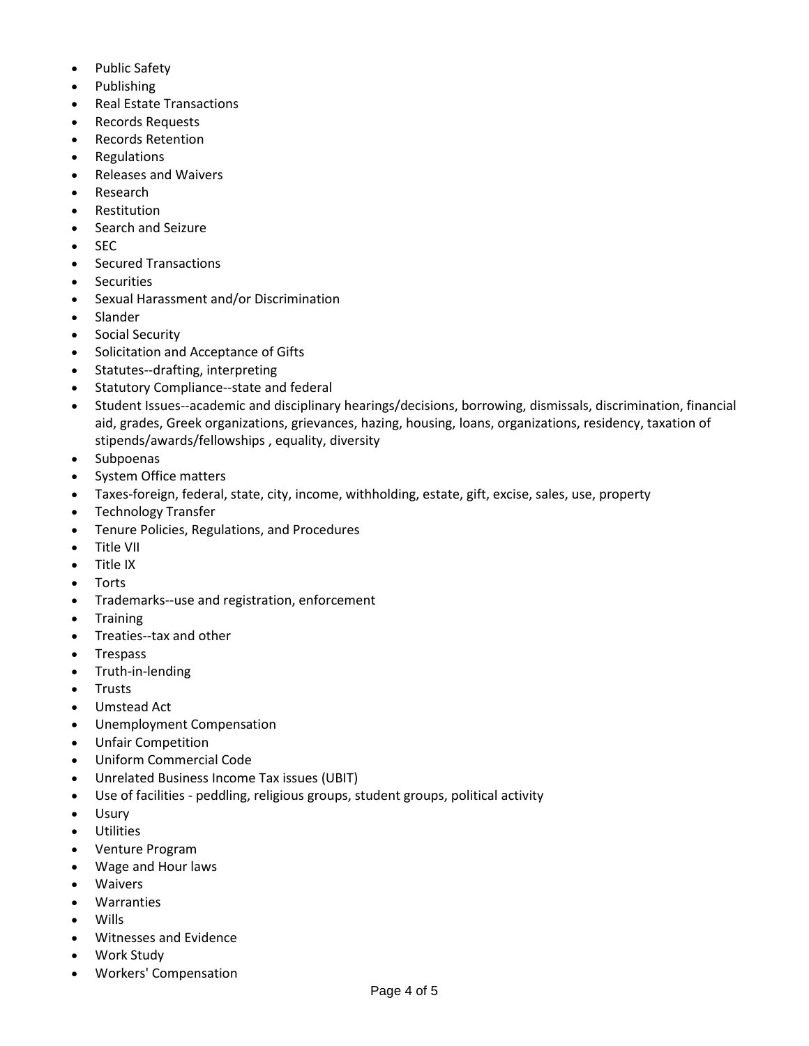- Public Safety
- Publishing
- Real Estate Transactions
- Records Requests
- Records Retention
- Regulations
- Releases and Waivers
- Research
- Restitution
- Search and Seizure
- SEC
- Secured Transactions
- Securities
- Sexual Harassment and/or Discrimination
- Slander
- Social Security
- Solicitation and Acceptance of Gifts
- Statutes--drafting, interpreting
- Statutory Compliance--state and federal
- Student Issues--academic and disciplinary hearings/decisions, borrowing, dismissals, discrimination, financial aid, grades, Greek organizations, grievances, hazing, housing, loans, organizations, residency, taxation of stipends/awards/fellowships , equality, diversity
- Subpoenas
- System Office matters
- Taxes-foreign, federal, state, city, income, withholding, estate, gift, excise, sales, use, property
- Technology Transfer
- Tenure Policies, Regulations, and Procedures
- Title VII
- Title IX
- Torts
- Trademarks--use and registration, enforcement
- Training
- Treaties--tax and other
- Trespass
- Truth-in-lending
- Trusts
- Umstead Act
- Unemployment Compensation
- Unfair Competition
- Uniform Commercial Code
- Unrelated Business Income Tax issues (UBIT)
- Use of facilities - peddling, religious groups, student groups, political activity
- Usury
- Utilities
- Venture Program
- Wage and Hour laws
- Waivers
- Warranties
- Wills
- Witnesses and Evidence
- Work Study
- Workers' Compensation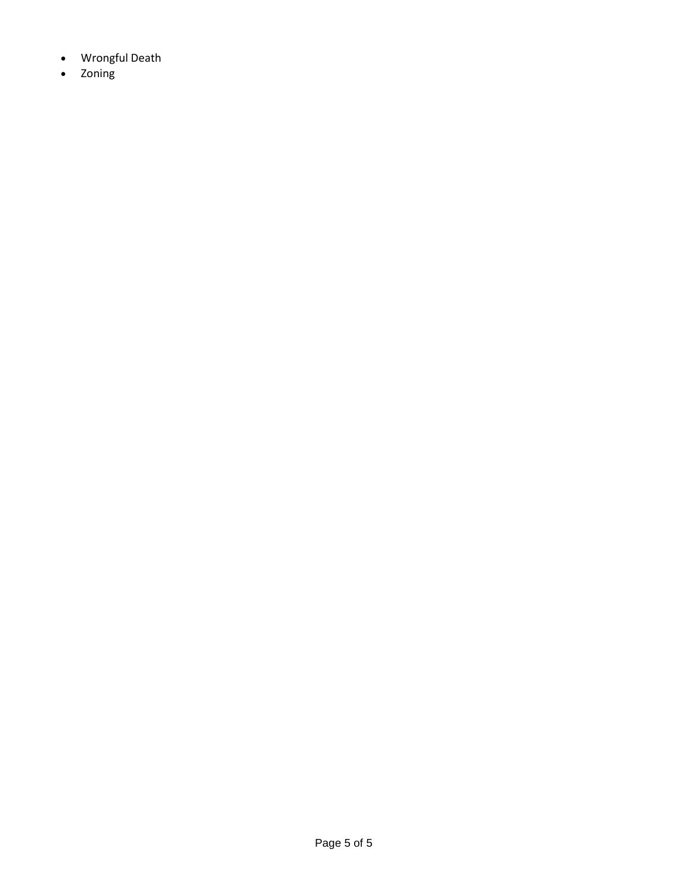- Wrongful Death
- Zoning